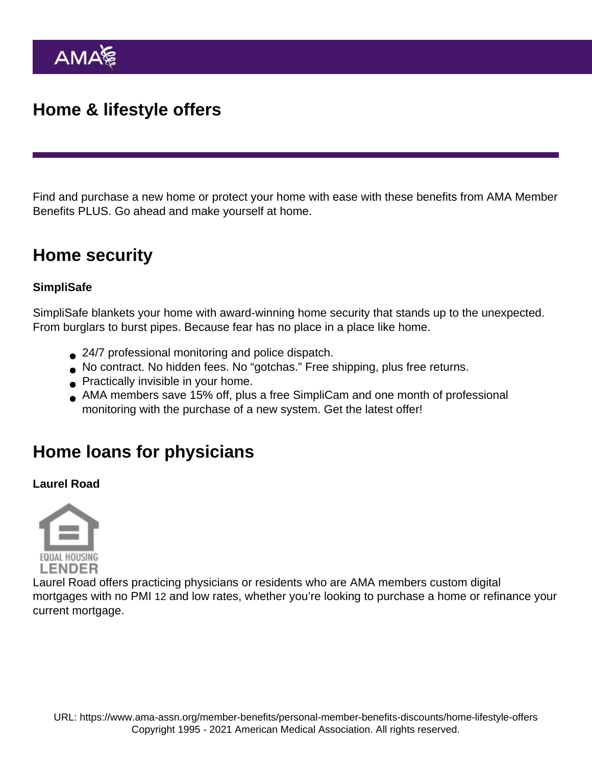# Home & lifestyle offers

Find and purchase a new home or protect your home with ease with these benefits from AMA Member Benefits PLUS. Go ahead and make yourself at home.

## Home security

**SimpliSafe**

SimpliSafe blankets your home with award-winning home security that stands up to the unexpected. From burglars to burst pipes. Because fear has no place in a place like home.

- 24/7 professional monitoring and police dispatch.
- No contract. No hidden fees. No "gotchas." Free shipping, plus free returns.
- Practically invisible in your home.
- AMA members save 15% off, plus a free SimpliCam and one month of professional monitoring with the purchase of a new system. Get the latest offer!

## Home loans for physicians

**Laurel Road**

EQUAL HOUSING LENDER

Laurel Road offers practicing physicians or residents who are AMA members custom digital mortgages with no PMI 12 and low rates, whether you're looking to purchase a home or refinance your current mortgage.

URL: https://www.ama-assn.org/member-benefits/personal-member-benefits-discounts/home-lifestyle-offers
Copyright 1995 - 2021 American Medical Association. All rights reserved.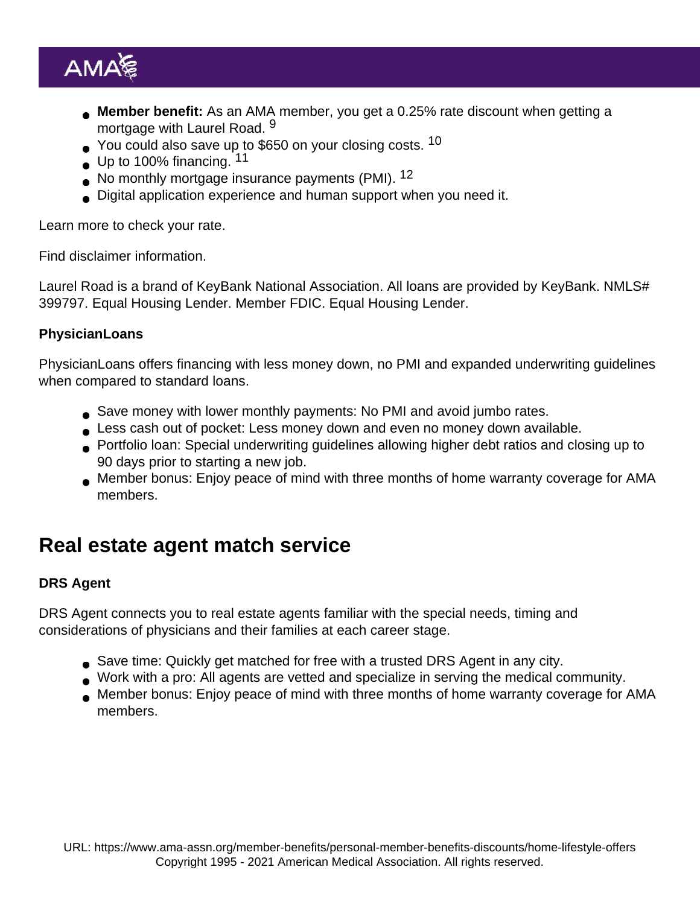- **Member benefit:** As an AMA member, you get a 0.25% rate discount when getting a mortgage with Laurel Road. [9]
- You could also save up to $650 on your closing costs. [10]
- Up to 100% financing. [11]
- No monthly mortgage insurance payments (PMI). [12]
- Digital application experience and human support when you need it.

Learn more to check your rate.

Find disclaimer information.

Laurel Road is a brand of KeyBank National Association. All loans are provided by KeyBank. NMLS# 399797. Equal Housing Lender. Member FDIC. Equal Housing Lender.

**PhysicianLoans**

PhysicianLoans offers financing with less money down, no PMI and expanded underwriting guidelines when compared to standard loans.

- Save money with lower monthly payments: No PMI and avoid jumbo rates.
- Less cash out of pocket: Less money down and even no money down available.
- Portfolio loan: Special underwriting guidelines allowing higher debt ratios and closing up to 90 days prior to starting a new job.
- Member bonus: Enjoy peace of mind with three months of home warranty coverage for AMA members.

## Real estate agent match service

**DRS Agent**

DRS Agent connects you to real estate agents familiar with the special needs, timing and considerations of physicians and their families at each career stage.

- Save time: Quickly get matched for free with a trusted DRS Agent in any city.
- Work with a pro: All agents are vetted and specialize in serving the medical community.
- Member bonus: Enjoy peace of mind with three months of home warranty coverage for AMA members.